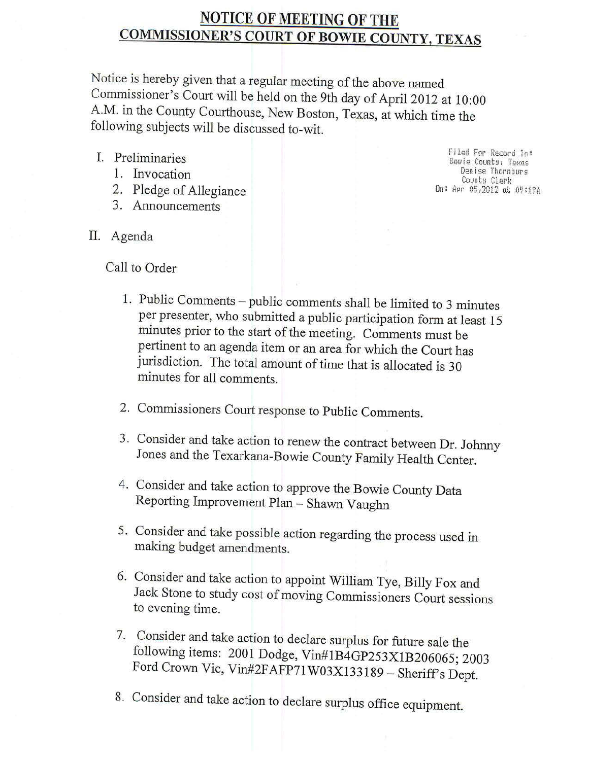# NOTICE OF MEETING OF THE COMMISSIONER'S COURT OF BOWIE COUNTY, TEXAS

Notice is hereby given that a regular meeting of the above named Commissioner's Court will be held on the 9th day of April 2012 at 10:00 A.M. in the County Courthouse, New Boston, Texas, at which time the following subjects will be discussed to-wit.

Filed For Record In:
Bowie County, Texas
Denise Thornburg
County Clerk
On: Apr 05,2012 at 09:19A

I. Preliminaries
   1. Invocation
   2. Pledge of Allegiance
   3. Announcements

II. Agenda

Call to Order

1. Public Comments – public comments shall be limited to 3 minutes per presenter, who submitted a public participation form at least 15 minutes prior to the start of the meeting. Comments must be pertinent to an agenda item or an area for which the Court has jurisdiction. The total amount of time that is allocated is 30 minutes for all comments.

2. Commissioners Court response to Public Comments.

3. Consider and take action to renew the contract between Dr. Johnny Jones and the Texarkana-Bowie County Family Health Center.

4. Consider and take action to approve the Bowie County Data Reporting Improvement Plan – Shawn Vaughn

5. Consider and take possible action regarding the process used in making budget amendments.

6. Consider and take action to appoint William Tye, Billy Fox and Jack Stone to study cost of moving Commissioners Court sessions to evening time.

7. Consider and take action to declare surplus for future sale the following items: 2001 Dodge, Vin#1B4GP253X1B206065; 2003 Ford Crown Vic, Vin#2FAFP71W03X133189 – Sheriff's Dept.

8. Consider and take action to declare surplus office equipment.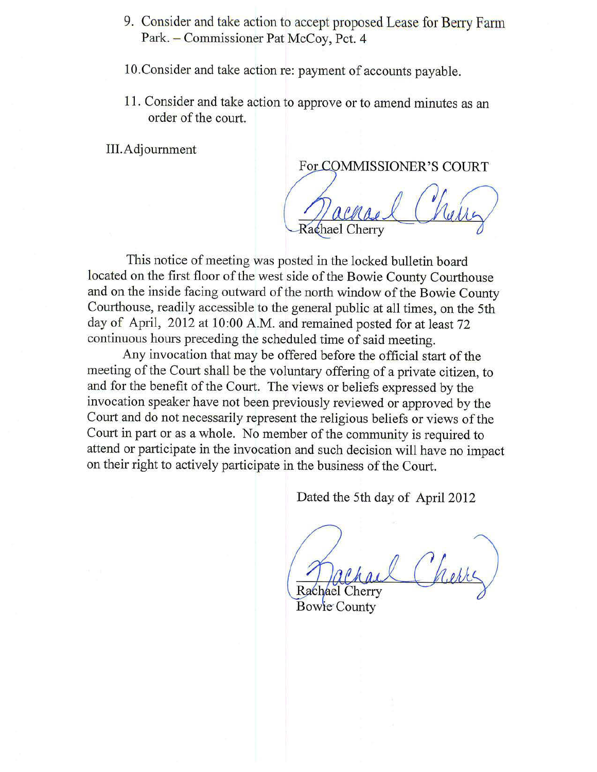9. Consider and take action to accept proposed Lease for Berry Farm Park. – Commissioner Pat McCoy, Pct. 4

10. Consider and take action re: payment of accounts payable.

11. Consider and take action to approve or to amend minutes as an order of the court.

III. Adjournment

For COMMISSIONER'S COURT

Rachael Cherry

This notice of meeting was posted in the locked bulletin board located on the first floor of the west side of the Bowie County Courthouse and on the inside facing outward of the north window of the Bowie County Courthouse, readily accessible to the general public at all times, on the 5th day of April, 2012 at 10:00 A.M. and remained posted for at least 72 continuous hours preceding the scheduled time of said meeting.

Any invocation that may be offered before the official start of the meeting of the Court shall be the voluntary offering of a private citizen, to and for the benefit of the Court. The views or beliefs expressed by the invocation speaker have not been previously reviewed or approved by the Court and do not necessarily represent the religious beliefs or views of the Court in part or as a whole. No member of the community is required to attend or participate in the invocation and such decision will have no impact on their right to actively participate in the business of the Court.

Dated the 5th day of April 2012

Rachael Cherry
Bowie County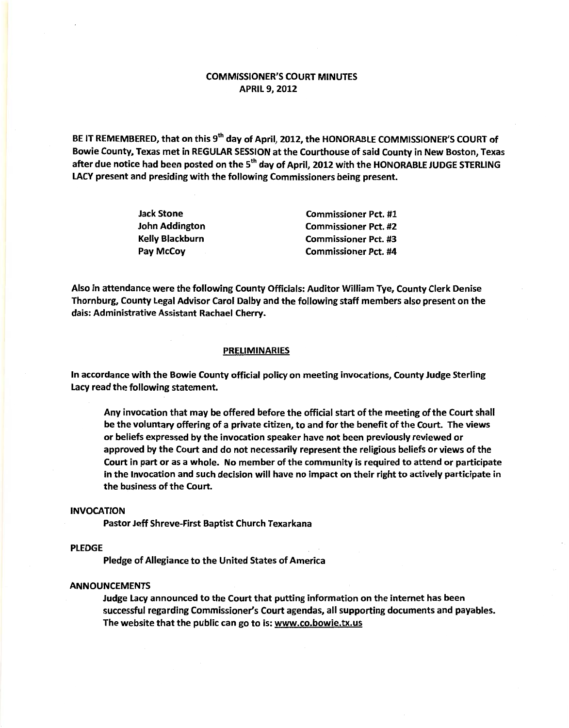## COMMISSIONER'S COURT MINUTES
## APRIL 9, 2012

BE IT REMEMBERED, that on this 9th day of April, 2012, the HONORABLE COMMISSIONER'S COURT of Bowie County, Texas met in REGULAR SESSION at the Courthouse of said County in New Boston, Texas after due notice had been posted on the 5th day of April, 2012 with the HONORABLE JUDGE STERLING LACY present and presiding with the following Commissioners being present.

| | |
|---|---|
| Jack Stone | Commissioner Pct. #1 |
| John Addington | Commissioner Pct. #2 |
| Kelly Blackburn | Commissioner Pct. #3 |
| Pay McCoy | Commissioner Pct. #4 |

Also in attendance were the following County Officials: Auditor William Tye, County Clerk Denise Thornburg, County Legal Advisor Carol Dalby and the following staff members also present on the dais: Administrative Assistant Rachael Cherry.

### PRELIMINARIES

In accordance with the Bowie County official policy on meeting invocations, County Judge Sterling Lacy read the following statement.

> Any invocation that may be offered before the official start of the meeting of the Court shall be the voluntary offering of a private citizen, to and for the benefit of the Court. The views or beliefs expressed by the invocation speaker have not been previously reviewed or approved by the Court and do not necessarily represent the religious beliefs or views of the Court in part or as a whole. No member of the community is required to attend or participate in the Invocation and such decision will have no impact on their right to actively participate in the business of the Court.

**INVOCATION**

Pastor Jeff Shreve-First Baptist Church Texarkana

**PLEDGE**

Pledge of Allegiance to the United States of America

**ANNOUNCEMENTS**

Judge Lacy announced to the Court that putting information on the internet has been successful regarding Commissioner's Court agendas, all supporting documents and payables. The website that the public can go to is: www.co.bowie.tx.us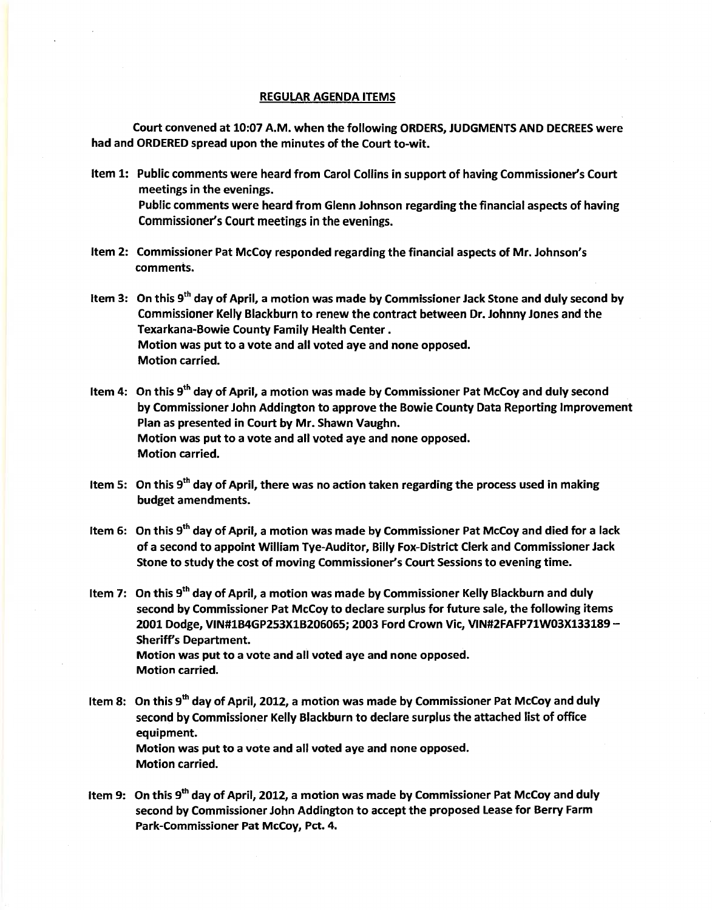## REGULAR AGENDA ITEMS

Court convened at 10:07 A.M. when the following ORDERS, JUDGMENTS AND DECREES were had and ORDERED spread upon the minutes of the Court to-wit.

Item 1: Public comments were heard from Carol Collins in support of having Commissioner's Court meetings in the evenings.
Public comments were heard from Glenn Johnson regarding the financial aspects of having Commissioner's Court meetings in the evenings.

Item 2: Commissioner Pat McCoy responded regarding the financial aspects of Mr. Johnson's comments.

Item 3: On this 9th day of April, a motion was made by Commissioner Jack Stone and duly second by Commissioner Kelly Blackburn to renew the contract between Dr. Johnny Jones and the Texarkana-Bowie County Family Health Center .
Motion was put to a vote and all voted aye and none opposed.
Motion carried.

Item 4: On this 9th day of April, a motion was made by Commissioner Pat McCoy and duly second by Commissioner John Addington to approve the Bowie County Data Reporting Improvement Plan as presented in Court by Mr. Shawn Vaughn.
Motion was put to a vote and all voted aye and none opposed.
Motion carried.

Item 5: On this 9th day of April, there was no action taken regarding the process used in making budget amendments.

Item 6: On this 9th day of April, a motion was made by Commissioner Pat McCoy and died for a lack of a second to appoint William Tye-Auditor, Billy Fox-District Clerk and Commissioner Jack Stone to study the cost of moving Commissioner's Court Sessions to evening time.

Item 7: On this 9th day of April, a motion was made by Commissioner Kelly Blackburn and duly second by Commissioner Pat McCoy to declare surplus for future sale, the following items 2001 Dodge, VIN#1B4GP253X1B206065; 2003 Ford Crown Vic, VIN#2FAFP71W03X133189 – Sheriff's Department.
Motion was put to a vote and all voted aye and none opposed.
Motion carried.

Item 8: On this 9th day of April, 2012, a motion was made by Commissioner Pat McCoy and duly second by Commissioner Kelly Blackburn to declare surplus the attached list of office equipment.
Motion was put to a vote and all voted aye and none opposed.
Motion carried.

Item 9: On this 9th day of April, 2012, a motion was made by Commissioner Pat McCoy and duly second by Commissioner John Addington to accept the proposed Lease for Berry Farm Park-Commissioner Pat McCoy, Pct. 4.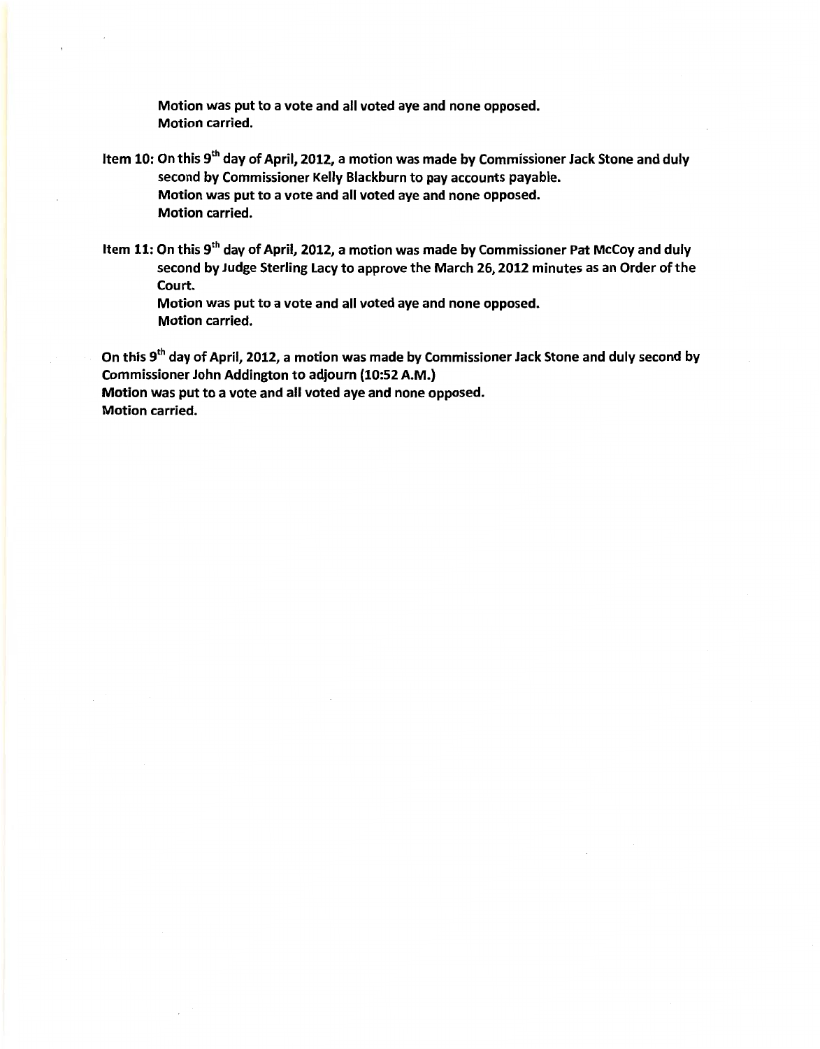**Motion was put to a vote and all voted aye and none opposed.**
**Motion carried.**

**Item 10: On this 9th day of April, 2012, a motion was made by Commissioner Jack Stone and duly second by Commissioner Kelly Blackburn to pay accounts payable.**
**Motion was put to a vote and all voted aye and none opposed.**
**Motion carried.**

**Item 11: On this 9th day of April, 2012, a motion was made by Commissioner Pat McCoy and duly second by Judge Sterling Lacy to approve the March 26, 2012 minutes as an Order of the Court.**
**Motion was put to a vote and all voted aye and none opposed.**
**Motion carried.**

**On this 9th day of April, 2012, a motion was made by Commissioner Jack Stone and duly second by Commissioner John Addington to adjourn (10:52 A.M.)**
**Motion was put to a vote and all voted aye and none opposed.**
**Motion carried.**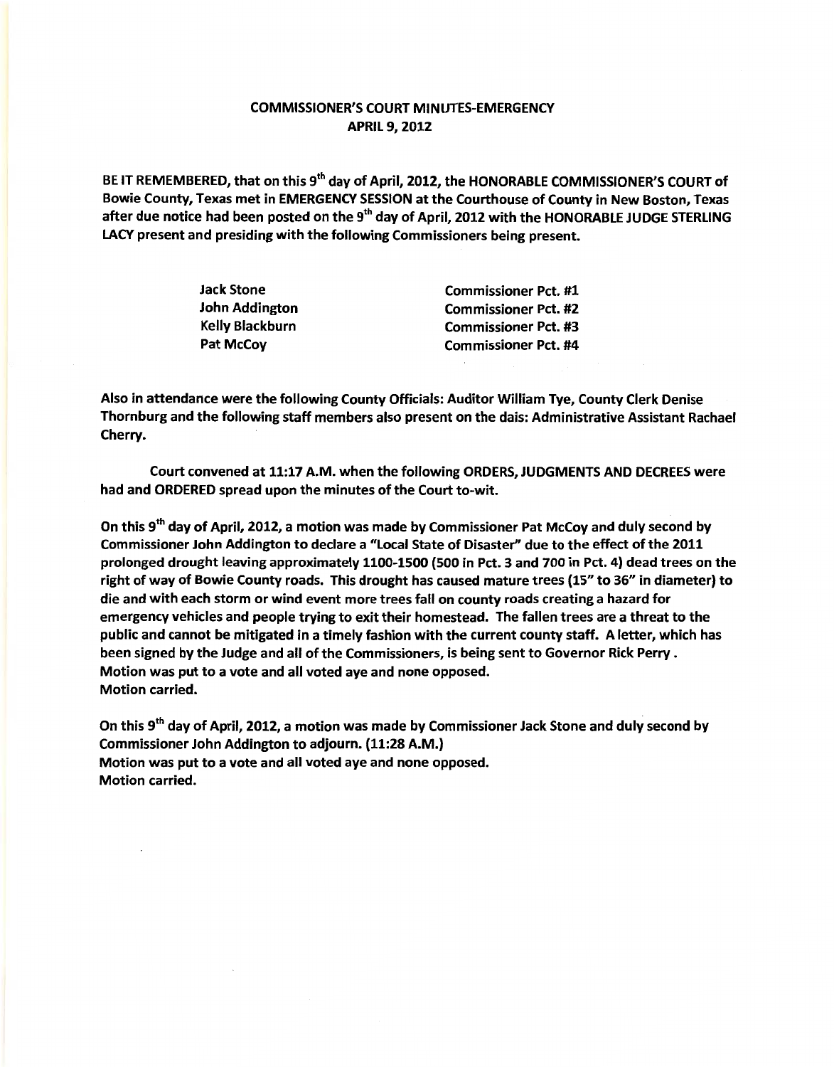## COMMISSIONER'S COURT MINUTES-EMERGENCY
## APRIL 9, 2012

BE IT REMEMBERED, that on this 9th day of April, 2012, the HONORABLE COMMISSIONER'S COURT of Bowie County, Texas met in EMERGENCY SESSION at the Courthouse of County in New Boston, Texas after due notice had been posted on the 9th day of April, 2012 with the HONORABLE JUDGE STERLING LACY present and presiding with the following Commissioners being present.

| | |
|---|---|
| Jack Stone | Commissioner Pct. #1 |
| John Addington | Commissioner Pct. #2 |
| Kelly Blackburn | Commissioner Pct. #3 |
| Pat McCoy | Commissioner Pct. #4 |

Also in attendance were the following County Officials: Auditor William Tye, County Clerk Denise Thornburg and the following staff members also present on the dais: Administrative Assistant Rachael Cherry.

Court convened at 11:17 A.M. when the following ORDERS, JUDGMENTS AND DECREES were had and ORDERED spread upon the minutes of the Court to-wit.

On this 9th day of April, 2012, a motion was made by Commissioner Pat McCoy and duly second by Commissioner John Addington to declare a "Local State of Disaster" due to the effect of the 2011 prolonged drought leaving approximately 1100-1500 (500 in Pct. 3 and 700 in Pct. 4) dead trees on the right of way of Bowie County roads. This drought has caused mature trees (15" to 36" in diameter) to die and with each storm or wind event more trees fall on county roads creating a hazard for emergency vehicles and people trying to exit their homestead. The fallen trees are a threat to the public and cannot be mitigated in a timely fashion with the current county staff. A letter, which has been signed by the Judge and all of the Commissioners, is being sent to Governor Rick Perry.
Motion was put to a vote and all voted aye and none opposed.
Motion carried.

On this 9th day of April, 2012, a motion was made by Commissioner Jack Stone and duly second by Commissioner John Addington to adjourn. (11:28 A.M.)
Motion was put to a vote and all voted aye and none opposed.
Motion carried.